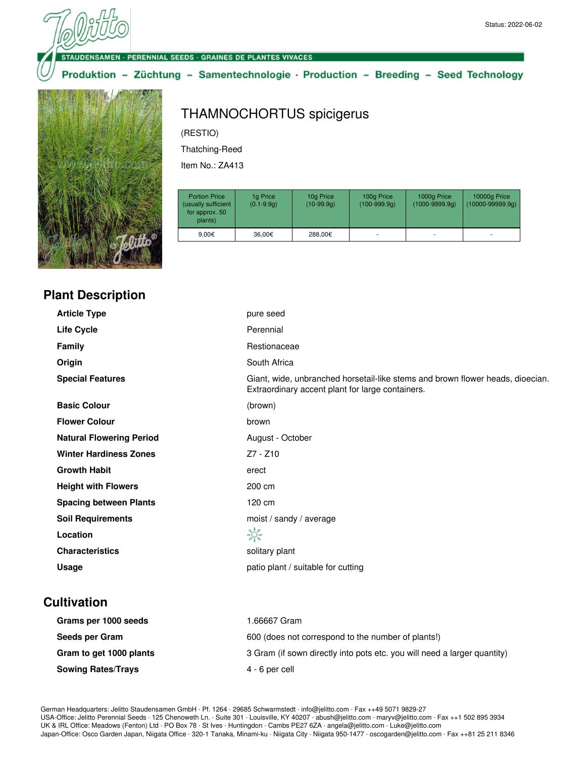Status: 2022-06-02

STAUDENSAMEN · PERENNIAL SEEDS · GRAINES DE PLANTES VIVACES

Produktion – Züchtung – Samentechnologie · Production – Breeding – Seed Technology

# THAMNOCHORTUS spicigerus

(RESTIO)

Thatching-Reed

Item No.: ZA413

| Portion Price (usually sufficient for approx. 50 plants) | 1g Price (0.1-9.9g) | 10g Price (10-99.9g) | 100g Price (100-999.9g) | 1000g Price (1000-9999.9g) | 10000g Price (10000-99999.9g) |
|---|---|---|---|---|---|
| 9,00€ | 36,00€ | 288,00€ | - | - | - |

## Plant Description

| | |
|---|---|
| **Article Type** | pure seed |
| **Life Cycle** | Perennial |
| **Family** | Restionaceae |
| **Origin** | South Africa |
| **Special Features** | Giant, wide, unbranched horsetail-like stems and brown flower heads, dioecian. Extraordinary accent plant for large containers. |
| **Basic Colour** | (brown) |
| **Flower Colour** | brown |
| **Natural Flowering Period** | August - October |
| **Winter Hardiness Zones** | Z7 - Z10 |
| **Growth Habit** | erect |
| **Height with Flowers** | 200 cm |
| **Spacing between Plants** | 120 cm |
| **Soil Requirements** | moist / sandy / average |
| **Location** | |
| **Characteristics** | solitary plant |
| **Usage** | patio plant / suitable for cutting |

## Cultivation

| | |
|---|---|
| **Grams per 1000 seeds** | 1.66667 Gram |
| **Seeds per Gram** | 600 (does not correspond to the number of plants!) |
| **Gram to get 1000 plants** | 3 Gram (if sown directly into pots etc. you will need a larger quantity) |
| **Sowing Rates/Trays** | 4 - 6 per cell |

German Headquarters: Jelitto Staudensamen GmbH · Pf. 1264 · 29685 Schwarmstedt · info@jelitto.com · Fax ++49 5071 9829-27
USA-Office: Jelitto Perennial Seeds · 125 Chenoweth Ln. · Suite 301 · Louisville, KY 40207 · abush@jelitto.com · maryv@jelitto.com · Fax ++1 502 895 3934
UK & IRL Office: Meadows (Fenton) Ltd · PO Box 78 · St Ives · Huntingdon · Cambs PE27 6ZA · angela@jelitto.com · Luke@jelitto.com
Japan-Office: Osco Garden Japan, Niigata Office · 320-1 Tanaka, Minami-ku · Niigata City · Niigata 950-1477 · oscogarden@jelitto.com · Fax ++81 25 211 8346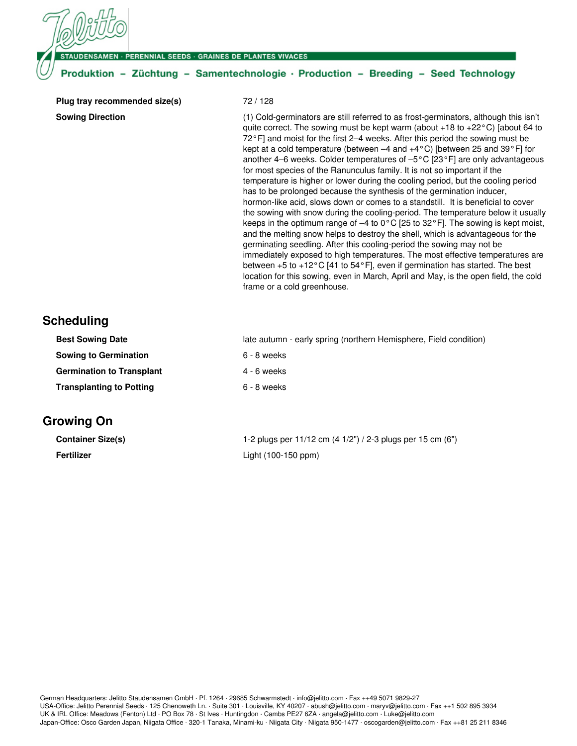| | |
|---|---|
| **Plug tray recommended size(s)** | 72 / 128 |
| **Sowing Direction** | (1) Cold-germinators are still referred to as frost-germinators, although this isn't quite correct. The sowing must be kept warm (about +18 to +22°C) [about 64 to 72°F] and moist for the first 2–4 weeks. After this period the sowing must be kept at a cold temperature (between –4 and +4°C) [between 25 and 39°F] for another 4–6 weeks. Colder temperatures of –5°C [23°F] are only advantageous for most species of the Ranunculus family. It is not so important if the temperature is higher or lower during the cooling period, but the cooling period has to be prolonged because the synthesis of the germination inducer, hormon-like acid, slows down or comes to a standstill. It is beneficial to cover the sowing with snow during the cooling-period. The temperature below it usually keeps in the optimum range of –4 to 0°C [25 to 32°F]. The sowing is kept moist, and the melting snow helps to destroy the shell, which is advantageous for the germinating seedling. After this cooling-period the sowing may not be immediately exposed to high temperatures. The most effective temperatures are between +5 to +12°C [41 to 54°F], even if germination has started. The best location for this sowing, even in March, April and May, is the open field, the cold frame or a cold greenhouse. |

## Scheduling

| | |
|---|---|
| **Best Sowing Date** | late autumn - early spring (northern Hemisphere, Field condition) |
| **Sowing to Germination** | 6 - 8 weeks |
| **Germination to Transplant** | 4 - 6 weeks |
| **Transplanting to Potting** | 6 - 8 weeks |

## Growing On

| | |
|---|---|
| **Container Size(s)** | 1-2 plugs per 11/12 cm (4 1/2") / 2-3 plugs per 15 cm (6") |
| **Fertilizer** | Light (100-150 ppm) |